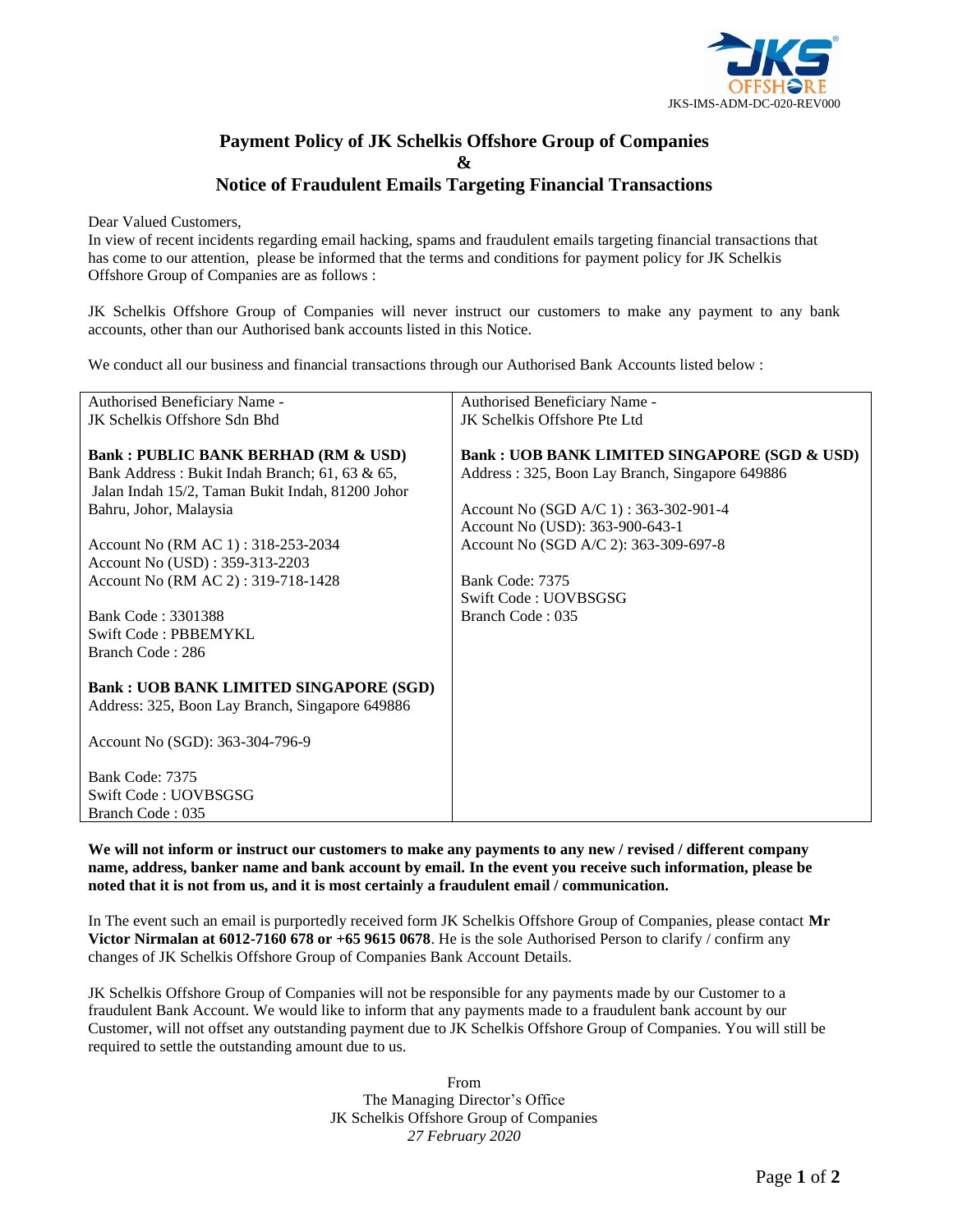JKS-IMS-ADM-DC-020-REV000

# Payment Policy of JK Schelkis Offshore Group of Companies
# &
# Notice of Fraudulent Emails Targeting Financial Transactions

Dear Valued Customers,
In view of recent incidents regarding email hacking, spams and fraudulent emails targeting financial transactions that has come to our attention, please be informed that the terms and conditions for payment policy for JK Schelkis Offshore Group of Companies are as follows :

JK Schelkis Offshore Group of Companies will never instruct our customers to make any payment to any bank accounts, other than our Authorised bank accounts listed in this Notice.

We conduct all our business and financial transactions through our Authorised Bank Accounts listed below :

| Authorised Beneficiary Name - JK Schelkis Offshore Sdn Bhd | Authorised Beneficiary Name - JK Schelkis Offshore Pte Ltd |
|---|---|
| **Bank : PUBLIC BANK BERHAD (RM & USD)**<br>Bank Address : Bukit Indah Branch; 61, 63 & 65, Jalan Indah 15/2, Taman Bukit Indah, 81200 Johor Bahru, Johor, Malaysia<br><br>Account No (RM AC 1) : 318-253-2034<br>Account No (USD) : 359-313-2203<br>Account No (RM AC 2) : 319-718-1428<br><br>Bank Code : 3301388<br>Swift Code : PBBEMYKL<br>Branch Code : 286<br><br>**Bank : UOB BANK LIMITED SINGAPORE (SGD)**<br>Address: 325, Boon Lay Branch, Singapore 649886<br><br>Account No (SGD): 363-304-796-9<br><br>Bank Code: 7375<br>Swift Code : UOVBSGSG<br>Branch Code : 035 | **Bank : UOB BANK LIMITED SINGAPORE (SGD & USD)**<br>Address : 325, Boon Lay Branch, Singapore 649886<br><br>Account No (SGD A/C 1) : 363-302-901-4<br>Account No (USD): 363-900-643-1<br>Account No (SGD A/C 2): 363-309-697-8<br><br>Bank Code: 7375<br>Swift Code : UOVBSGSG<br>Branch Code : 035 |

**We will not inform or instruct our customers to make any payments to any new / revised / different company name, address, banker name and bank account by email. In the event you receive such information, please be noted that it is not from us, and it is most certainly a fraudulent email / communication.**

In The event such an email is purportedly received form JK Schelkis Offshore Group of Companies, please contact **Mr Victor Nirmalan at 6012-7160 678 or +65 9615 0678**. He is the sole Authorised Person to clarify / confirm any changes of JK Schelkis Offshore Group of Companies Bank Account Details.

JK Schelkis Offshore Group of Companies will not be responsible for any payments made by our Customer to a fraudulent Bank Account. We would like to inform that any payments made to a fraudulent bank account by our Customer, will not offset any outstanding payment due to JK Schelkis Offshore Group of Companies. You will still be required to settle the outstanding amount due to us.

From
The Managing Director's Office
JK Schelkis Offshore Group of Companies
*27 February 2020*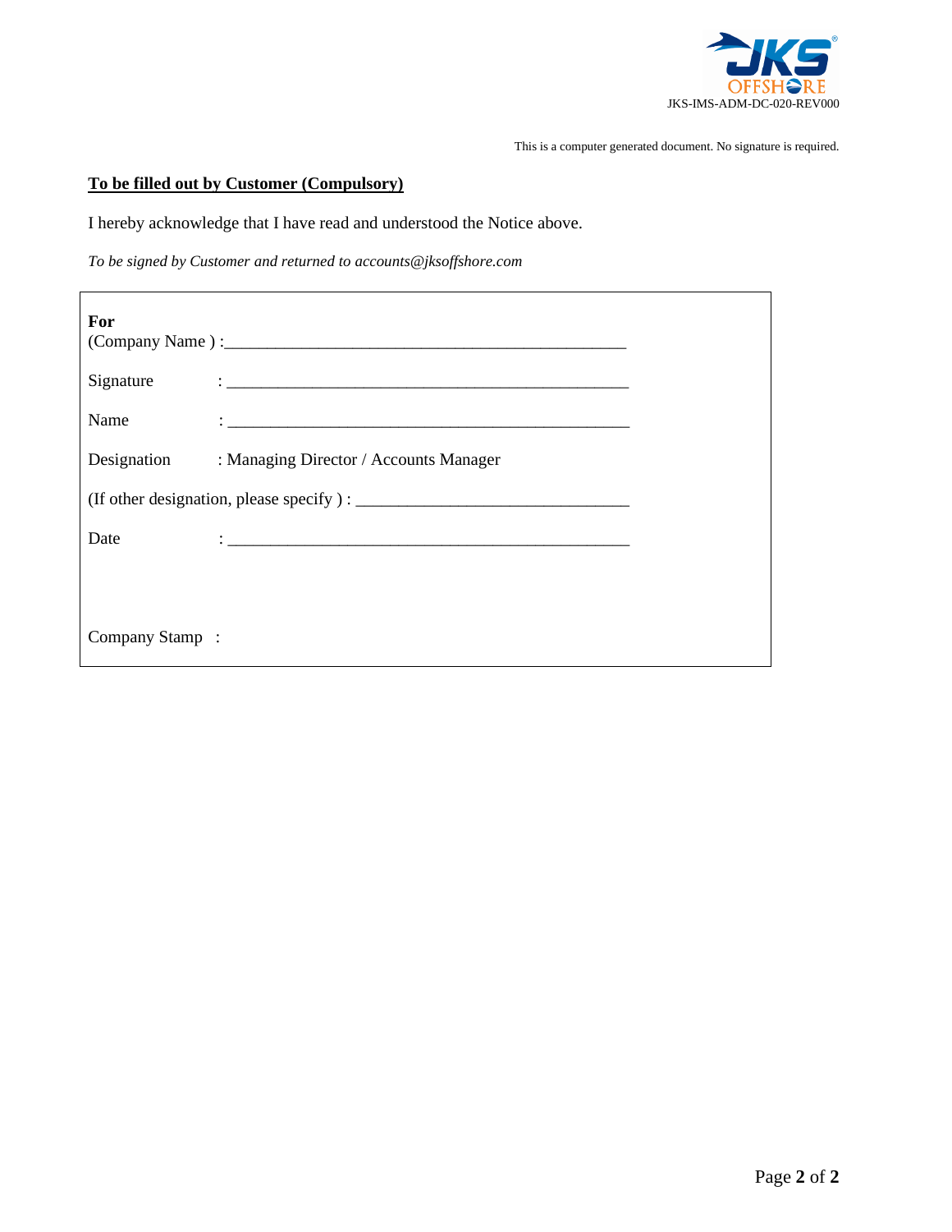JKS-IMS-ADM-DC-020-REV000

This is a computer generated document. No signature is required.

**To be filled out by Customer (Compulsory)**

I hereby acknowledge that I have read and understood the Notice above.

*To be signed by Customer and returned to accounts@jksoffshore.com*

**For**
(Company Name ) :_______________________________________________

Signature : _______________________________________________

Name : _______________________________________________

Designation : Managing Director / Accounts Manager

(If other designation, please specify ) : _______________________________

Date : _______________________________________________

Company Stamp :